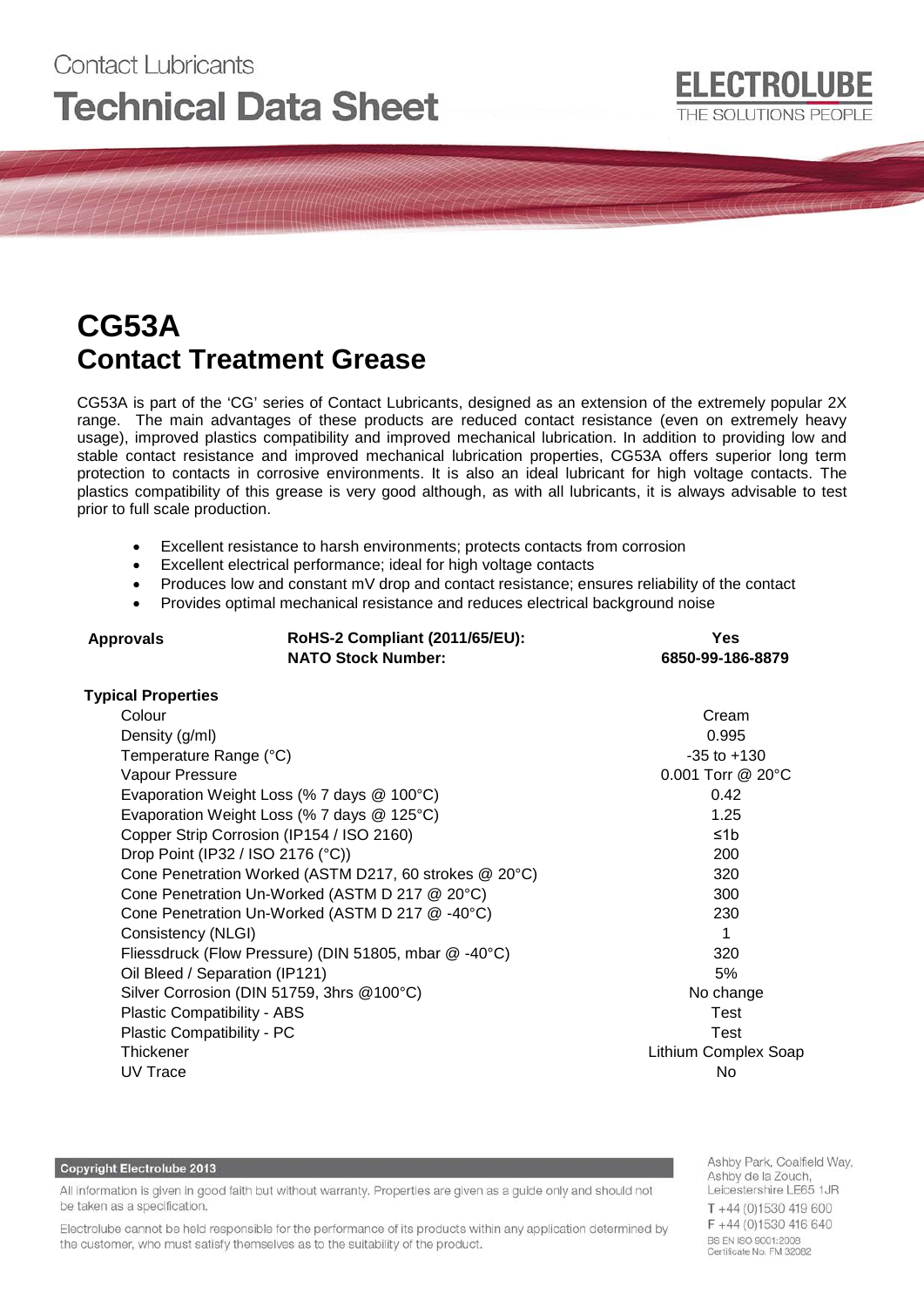Contact Lubricants

# Technical Data Sheet

ELECTROLUBE
THE SOLUTIONS PEOPLE

## CG53A
## Contact Treatment Grease

CG53A is part of the 'CG' series of Contact Lubricants, designed as an extension of the extremely popular 2X range. The main advantages of these products are reduced contact resistance (even on extremely heavy usage), improved plastics compatibility and improved mechanical lubrication. In addition to providing low and stable contact resistance and improved mechanical lubrication properties, CG53A offers superior long term protection to contacts in corrosive environments. It is also an ideal lubricant for high voltage contacts. The plastics compatibility of this grease is very good although, as with all lubricants, it is always advisable to test prior to full scale production.

- Excellent resistance to harsh environments; protects contacts from corrosion
- Excellent electrical performance; ideal for high voltage contacts
- Produces low and constant mV drop and contact resistance; ensures reliability of the contact
- Provides optimal mechanical resistance and reduces electrical background noise

| **Approvals** | **RoHS-2 Compliant (2011/65/EU):** | **Yes** |
|---|---|---|
| | **NATO Stock Number:** | **6850-99-186-8879** |

**Typical Properties**

| Property | Value |
|---|---|
| Colour | Cream |
| Density (g/ml) | 0.995 |
| Temperature Range (°C) | -35 to +130 |
| Vapour Pressure | 0.001 Torr @ 20°C |
| Evaporation Weight Loss (% 7 days @ 100°C) | 0.42 |
| Evaporation Weight Loss (% 7 days @ 125°C) | 1.25 |
| Copper Strip Corrosion (IP154 / ISO 2160) | ≤1b |
| Drop Point (IP32 / ISO 2176 (°C)) | 200 |
| Cone Penetration Worked (ASTM D217, 60 strokes @ 20°C) | 320 |
| Cone Penetration Un-Worked (ASTM D 217 @ 20°C) | 300 |
| Cone Penetration Un-Worked (ASTM D 217 @ -40°C) | 230 |
| Consistency (NLGI) | 1 |
| Fliessdruck (Flow Pressure) (DIN 51805, mbar @ -40°C) | 320 |
| Oil Bleed / Separation (IP121) | 5% |
| Silver Corrosion (DIN 51759, 3hrs @100°C) | No change |
| Plastic Compatibility - ABS | Test |
| Plastic Compatibility - PC | Test |
| Thickener | Lithium Complex Soap |
| UV Trace | No |

**Copyright Electrolube 2013**

All information is given in good faith but without warranty. Properties are given as a guide only and should not be taken as a specification.

Electrolube cannot be held responsible for the performance of its products within any application determined by the customer, who must satisfy themselves as to the suitability of the product.

Ashby Park, Coalfield Way,
Ashby de la Zouch,
Leicestershire LE65 1JR
T +44 (0)1530 419 600
F +44 (0)1530 416 640
BS EN ISO 9001:2008
Certificate No. FM 32082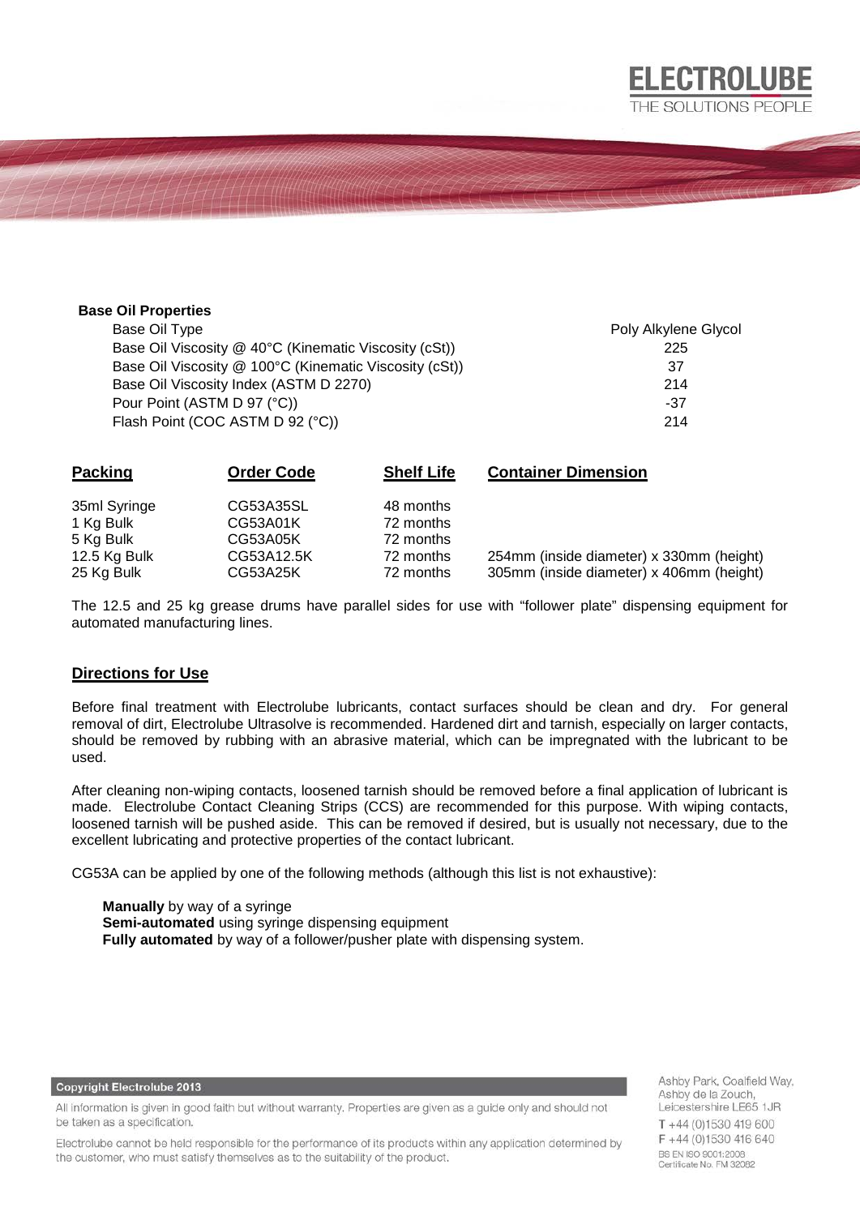**Base Oil Properties**

| Property | Value |
| --- | --- |
| Base Oil Type | Poly Alkylene Glycol |
| Base Oil Viscosity @ 40°C (Kinematic Viscosity (cSt)) | 225 |
| Base Oil Viscosity @ 100°C (Kinematic Viscosity (cSt)) | 37 |
| Base Oil Viscosity Index (ASTM D 2270) | 214 |
| Pour Point (ASTM D 97 (°C)) | -37 |
| Flash Point (COC ASTM D 92 (°C)) | 214 |

| Packing | Order Code | Shelf Life | Container Dimension |
| --- | --- | --- | --- |
| 35ml Syringe | CG53A35SL | 48 months | |
| 1 Kg Bulk | CG53A01K | 72 months | |
| 5 Kg Bulk | CG53A05K | 72 months | |
| 12.5 Kg Bulk | CG53A12.5K | 72 months | 254mm (inside diameter) x 330mm (height) |
| 25 Kg Bulk | CG53A25K | 72 months | 305mm (inside diameter) x 406mm (height) |

The 12.5 and 25 kg grease drums have parallel sides for use with "follower plate" dispensing equipment for automated manufacturing lines.

## Directions for Use

Before final treatment with Electrolube lubricants, contact surfaces should be clean and dry. For general removal of dirt, Electrolube Ultrasolve is recommended. Hardened dirt and tarnish, especially on larger contacts, should be removed by rubbing with an abrasive material, which can be impregnated with the lubricant to be used.

After cleaning non-wiping contacts, loosened tarnish should be removed before a final application of lubricant is made. Electrolube Contact Cleaning Strips (CCS) are recommended for this purpose. With wiping contacts, loosened tarnish will be pushed aside. This can be removed if desired, but is usually not necessary, due to the excellent lubricating and protective properties of the contact lubricant.

CG53A can be applied by one of the following methods (although this list is not exhaustive):

**Manually** by way of a syringe
**Semi-automated** using syringe dispensing equipment
**Fully automated** by way of a follower/pusher plate with dispensing system.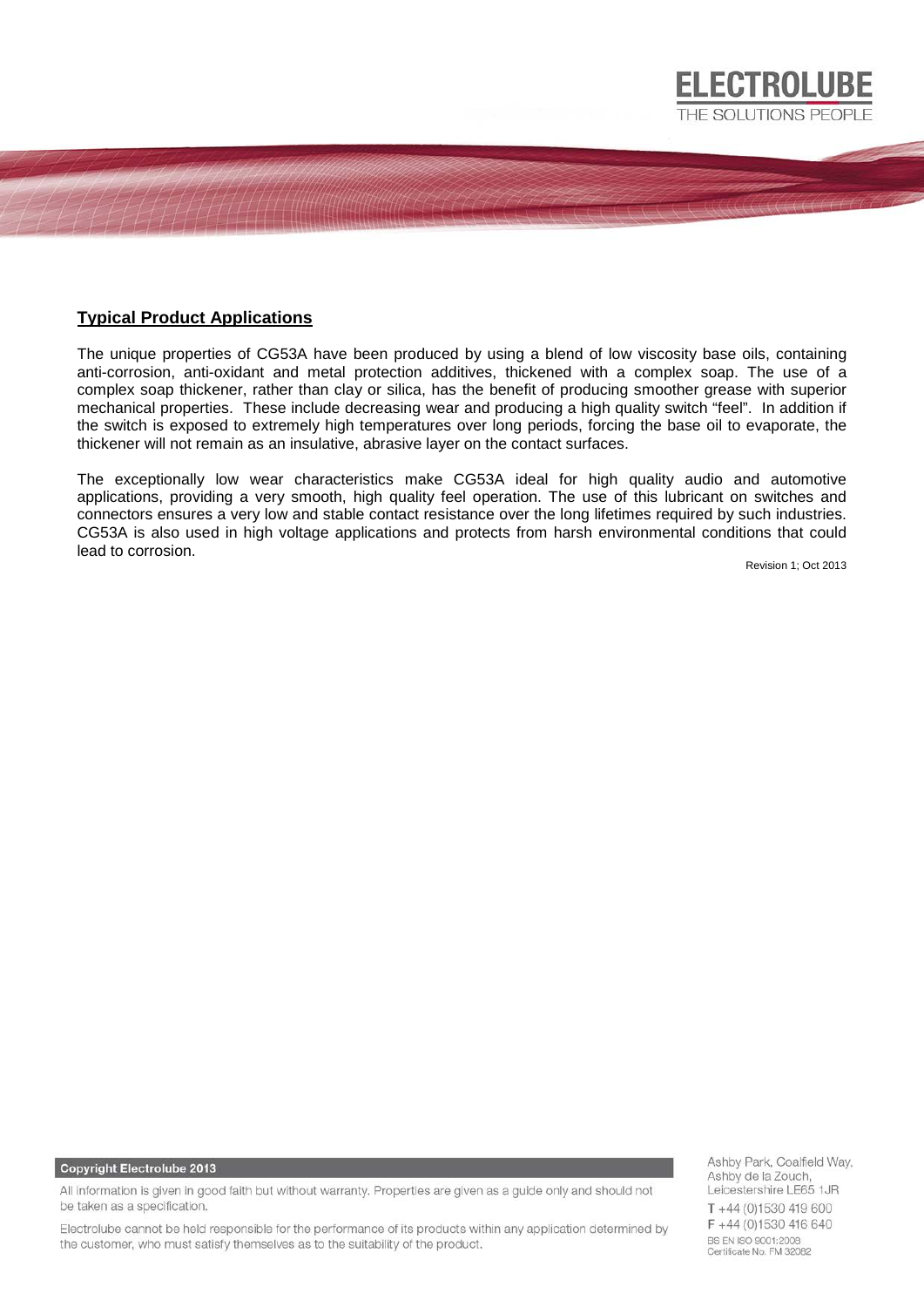## Typical Product Applications

The unique properties of CG53A have been produced by using a blend of low viscosity base oils, containing anti-corrosion, anti-oxidant and metal protection additives, thickened with a complex soap. The use of a complex soap thickener, rather than clay or silica, has the benefit of producing smoother grease with superior mechanical properties. These include decreasing wear and producing a high quality switch "feel". In addition if the switch is exposed to extremely high temperatures over long periods, forcing the base oil to evaporate, the thickener will not remain as an insulative, abrasive layer on the contact surfaces.

The exceptionally low wear characteristics make CG53A ideal for high quality audio and automotive applications, providing a very smooth, high quality feel operation. The use of this lubricant on switches and connectors ensures a very low and stable contact resistance over the long lifetimes required by such industries. CG53A is also used in high voltage applications and protects from harsh environmental conditions that could lead to corrosion.

Revision 1; Oct 2013